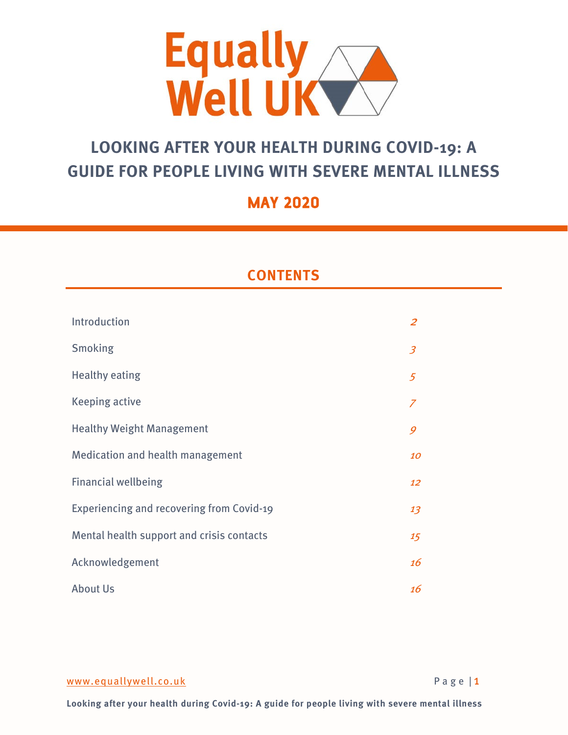# Equally Well UK

# LOOKING AFTER YOUR HEALTH DURING COVID-19: A GUIDE FOR PEOPLE LIVING WITH SEVERE MENTAL ILLNESS

## MAY 2020

## CONTENTS

| | |
|---|---|
| Introduction | *2* |
| Smoking | *3* |
| Healthy eating | *5* |
| Keeping active | *7* |
| Healthy Weight Management | *9* |
| Medication and health management | *10* |
| Financial wellbeing | *12* |
| Experiencing and recovering from Covid-19 | *13* |
| Mental health support and crisis contacts | *15* |
| Acknowledgement | *16* |
| About Us | *16* |

www.equallywell.co.uk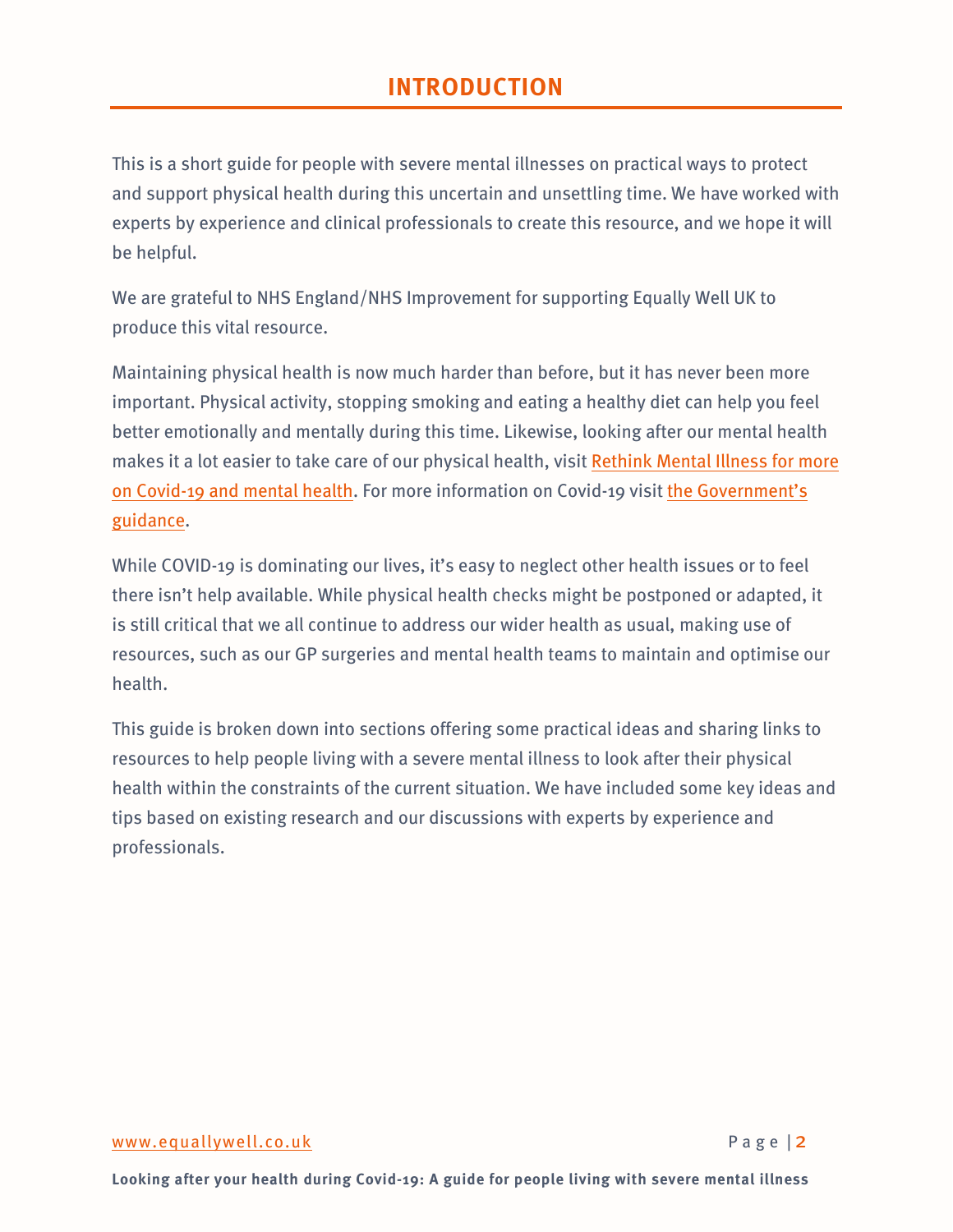# INTRODUCTION

This is a short guide for people with severe mental illnesses on practical ways to protect and support physical health during this uncertain and unsettling time. We have worked with experts by experience and clinical professionals to create this resource, and we hope it will be helpful.

We are grateful to NHS England/NHS Improvement for supporting Equally Well UK to produce this vital resource.

Maintaining physical health is now much harder than before, but it has never been more important. Physical activity, stopping smoking and eating a healthy diet can help you feel better emotionally and mentally during this time. Likewise, looking after our mental health makes it a lot easier to take care of our physical health, visit Rethink Mental Illness for more on Covid-19 and mental health. For more information on Covid-19 visit the Government's guidance.

While COVID-19 is dominating our lives, it's easy to neglect other health issues or to feel there isn't help available. While physical health checks might be postponed or adapted, it is still critical that we all continue to address our wider health as usual, making use of resources, such as our GP surgeries and mental health teams to maintain and optimise our health.

This guide is broken down into sections offering some practical ideas and sharing links to resources to help people living with a severe mental illness to look after their physical health within the constraints of the current situation. We have included some key ideas and tips based on existing research and our discussions with experts by experience and professionals.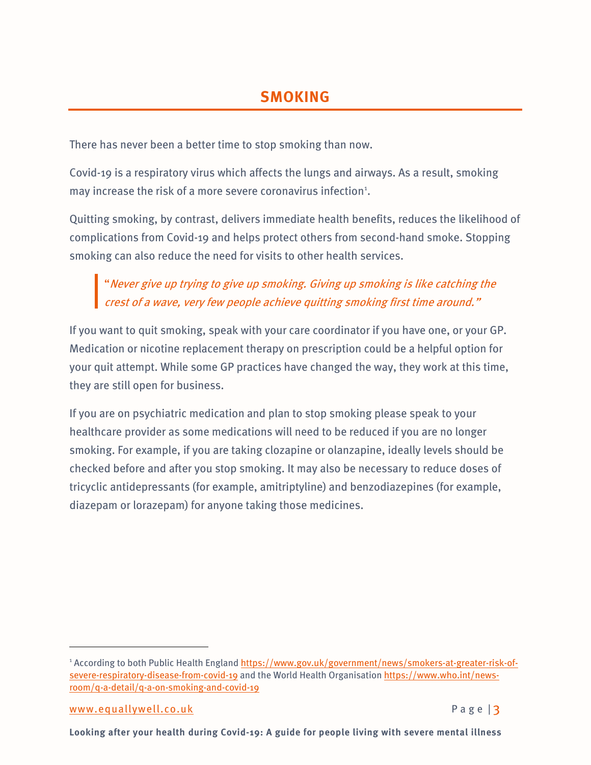## SMOKING

There has never been a better time to stop smoking than now.

Covid-19 is a respiratory virus which affects the lungs and airways. As a result, smoking may increase the risk of a more severe coronavirus infection[1].

Quitting smoking, by contrast, delivers immediate health benefits, reduces the likelihood of complications from Covid-19 and helps protect others from second-hand smoke. Stopping smoking can also reduce the need for visits to other health services.

> "*Never give up trying to give up smoking. Giving up smoking is like catching the crest of a wave, very few people achieve quitting smoking first time around."*

If you want to quit smoking, speak with your care coordinator if you have one, or your GP. Medication or nicotine replacement therapy on prescription could be a helpful option for your quit attempt. While some GP practices have changed the way, they work at this time, they are still open for business.

If you are on psychiatric medication and plan to stop smoking please speak to your healthcare provider as some medications will need to be reduced if you are no longer smoking. For example, if you are taking clozapine or olanzapine, ideally levels should be checked before and after you stop smoking. It may also be necessary to reduce doses of tricyclic antidepressants (for example, amitriptyline) and benzodiazepines (for example, diazepam or lorazepam) for anyone taking those medicines.

---

[1] According to both Public Health England https://www.gov.uk/government/news/smokers-at-greater-risk-of-severe-respiratory-disease-from-covid-19 and the World Health Organisation https://www.who.int/news-room/q-a-detail/q-a-on-smoking-and-covid-19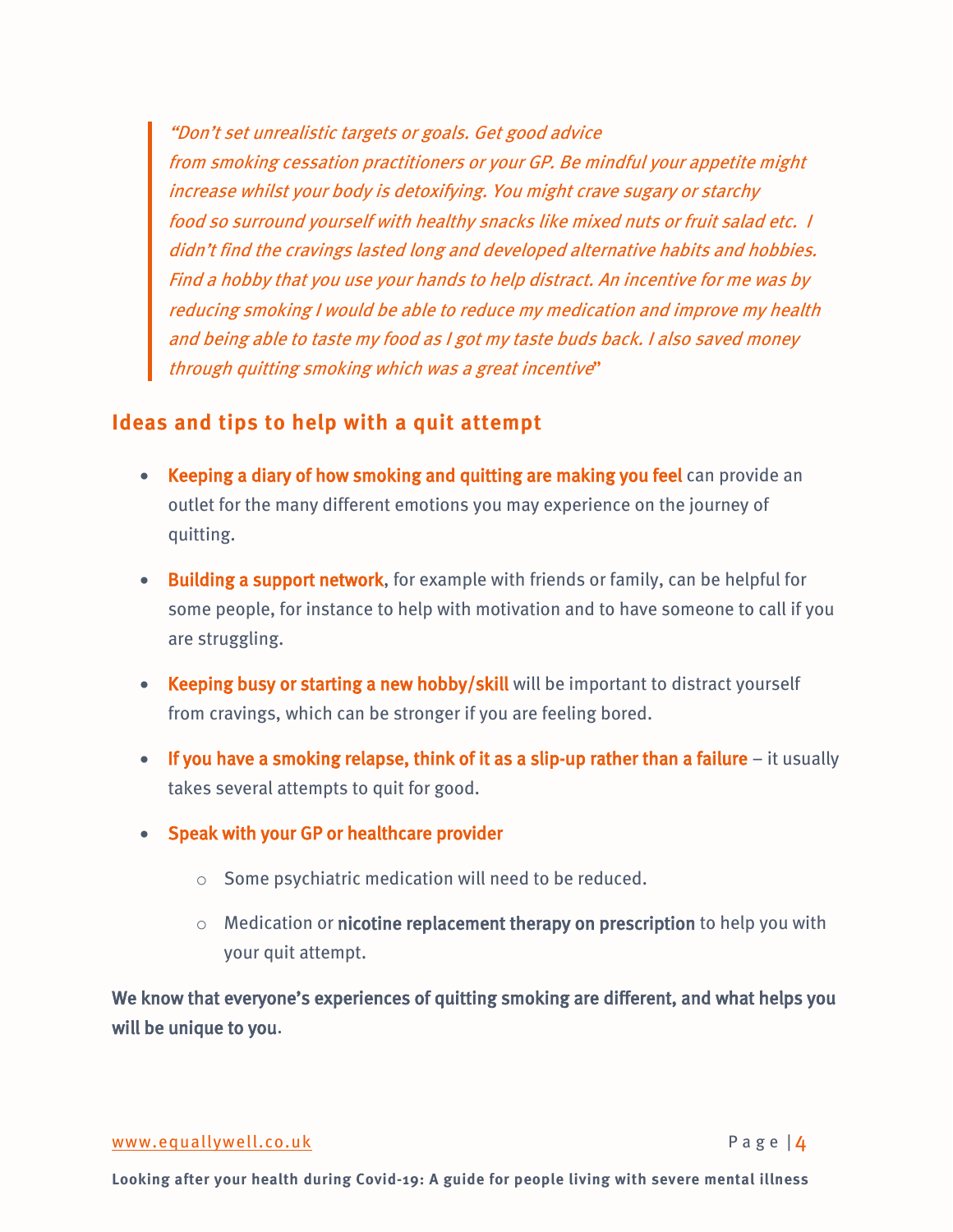> *"Don't set unrealistic targets or goals. Get good advice from smoking cessation practitioners or your GP. Be mindful your appetite might increase whilst your body is detoxifying. You might crave sugary or starchy food so surround yourself with healthy snacks like mixed nuts or fruit salad etc. I didn't find the cravings lasted long and developed alternative habits and hobbies. Find a hobby that you use your hands to help distract. An incentive for me was by reducing smoking I would be able to reduce my medication and improve my health and being able to taste my food as I got my taste buds back. I also saved money through quitting smoking which was a great incentive*"

## Ideas and tips to help with a quit attempt

- **Keeping a diary of how smoking and quitting are making you feel** can provide an outlet for the many different emotions you may experience on the journey of quitting.
- **Building a support network**, for example with friends or family, can be helpful for some people, for instance to help with motivation and to have someone to call if you are struggling.
- **Keeping busy or starting a new hobby/skill** will be important to distract yourself from cravings, which can be stronger if you are feeling bored.
- **If you have a smoking relapse, think of it as a slip-up rather than a failure** – it usually takes several attempts to quit for good.
- **Speak with your GP or healthcare provider**
  - Some psychiatric medication will need to be reduced.
  - Medication or **nicotine replacement therapy on prescription** to help you with your quit attempt.

**We know that everyone's experiences of quitting smoking are different, and what helps you will be unique to you**.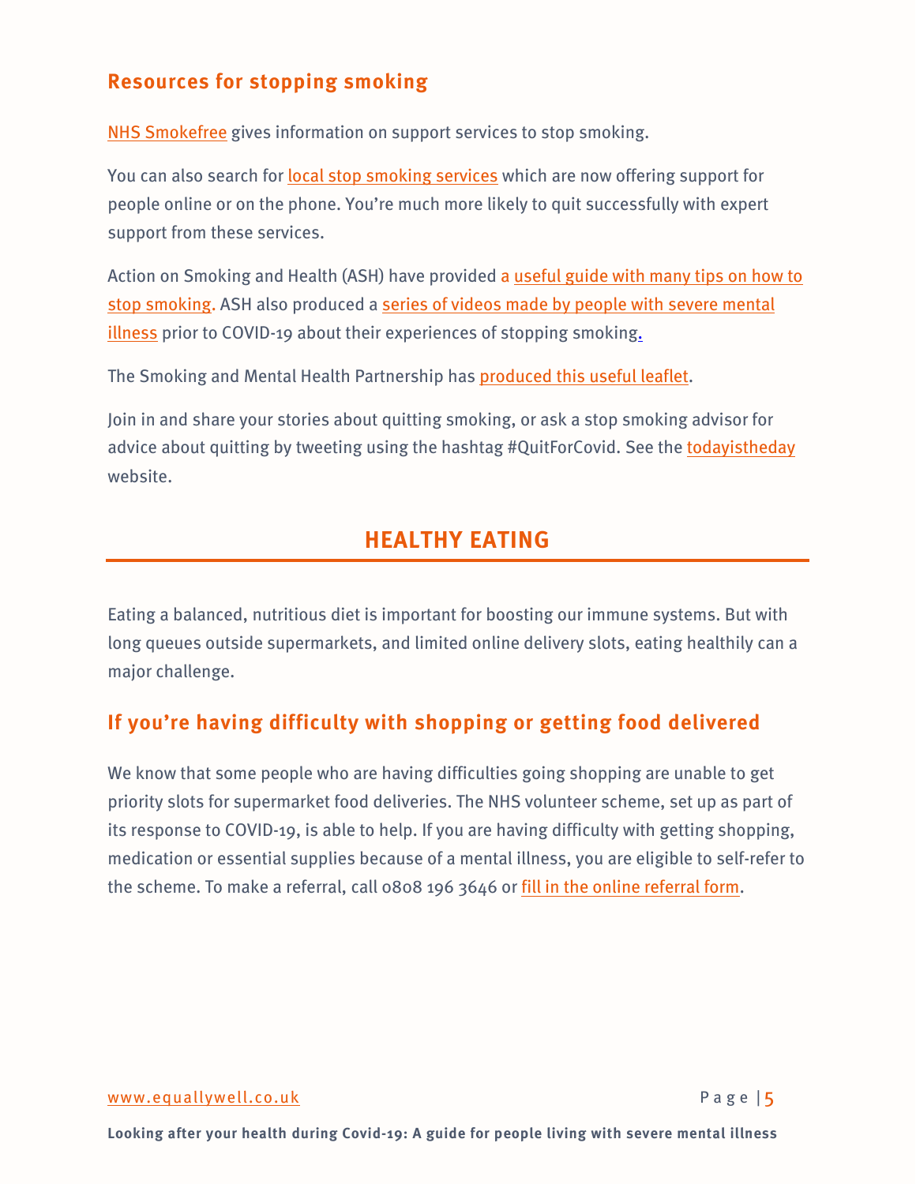### Resources for stopping smoking

NHS Smokefree gives information on support services to stop smoking.

You can also search for local stop smoking services which are now offering support for people online or on the phone. You're much more likely to quit successfully with expert support from these services.

Action on Smoking and Health (ASH) have provided a useful guide with many tips on how to stop smoking. ASH also produced a series of videos made by people with severe mental illness prior to COVID-19 about their experiences of stopping smoking.

The Smoking and Mental Health Partnership has produced this useful leaflet.

Join in and share your stories about quitting smoking, or ask a stop smoking advisor for advice about quitting by tweeting using the hashtag #QuitForCovid. See the todayistheday website.

## HEALTHY EATING

Eating a balanced, nutritious diet is important for boosting our immune systems. But with long queues outside supermarkets, and limited online delivery slots, eating healthily can a major challenge.

### If you're having difficulty with shopping or getting food delivered

We know that some people who are having difficulties going shopping are unable to get priority slots for supermarket food deliveries. The NHS volunteer scheme, set up as part of its response to COVID-19, is able to help. If you are having difficulty with getting shopping, medication or essential supplies because of a mental illness, you are eligible to self-refer to the scheme. To make a referral, call 0808 196 3646 or fill in the online referral form.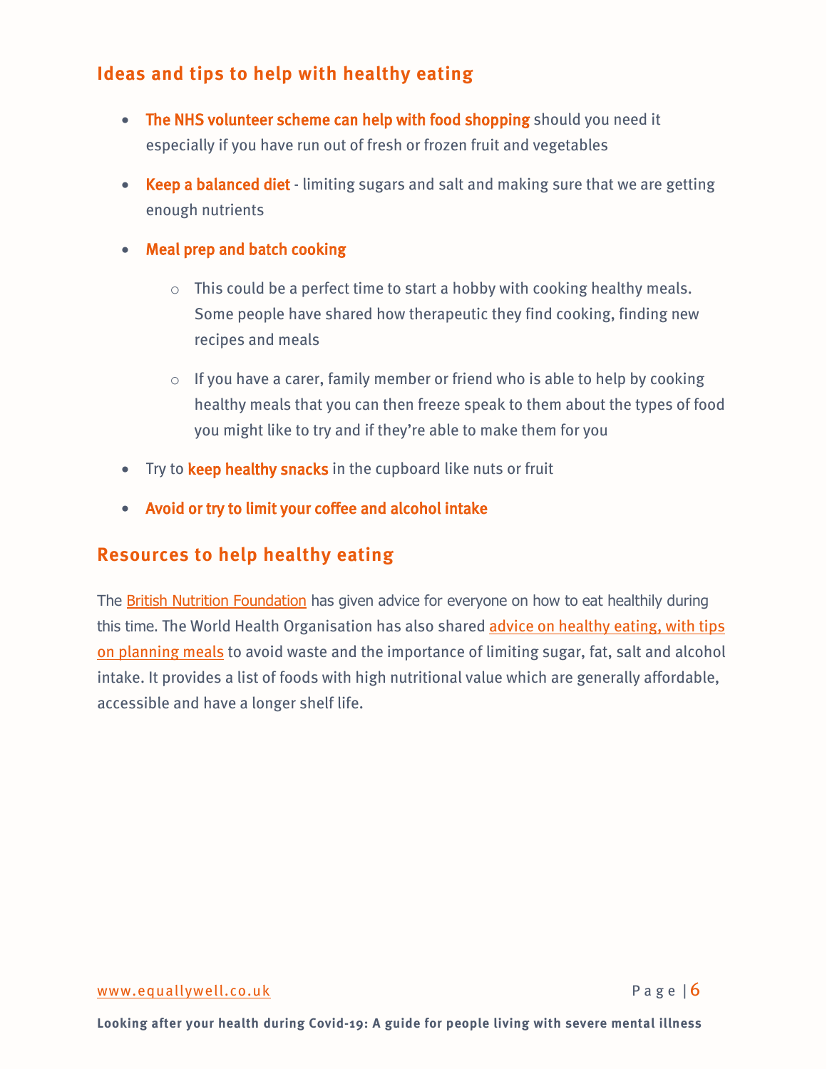## Ideas and tips to help with healthy eating

- **The NHS volunteer scheme can help with food shopping** should you need it especially if you have run out of fresh or frozen fruit and vegetables
- **Keep a balanced diet** - limiting sugars and salt and making sure that we are getting enough nutrients
- **Meal prep and batch cooking**
  - This could be a perfect time to start a hobby with cooking healthy meals. Some people have shared how therapeutic they find cooking, finding new recipes and meals
  - If you have a carer, family member or friend who is able to help by cooking healthy meals that you can then freeze speak to them about the types of food you might like to try and if they're able to make them for you
- Try to **keep healthy snacks** in the cupboard like nuts or fruit
- **Avoid or try to limit your coffee and alcohol intake**

## Resources to help healthy eating

The British Nutrition Foundation has given advice for everyone on how to eat healthily during this time. The World Health Organisation has also shared advice on healthy eating, with tips on planning meals to avoid waste and the importance of limiting sugar, fat, salt and alcohol intake. It provides a list of foods with high nutritional value which are generally affordable, accessible and have a longer shelf life.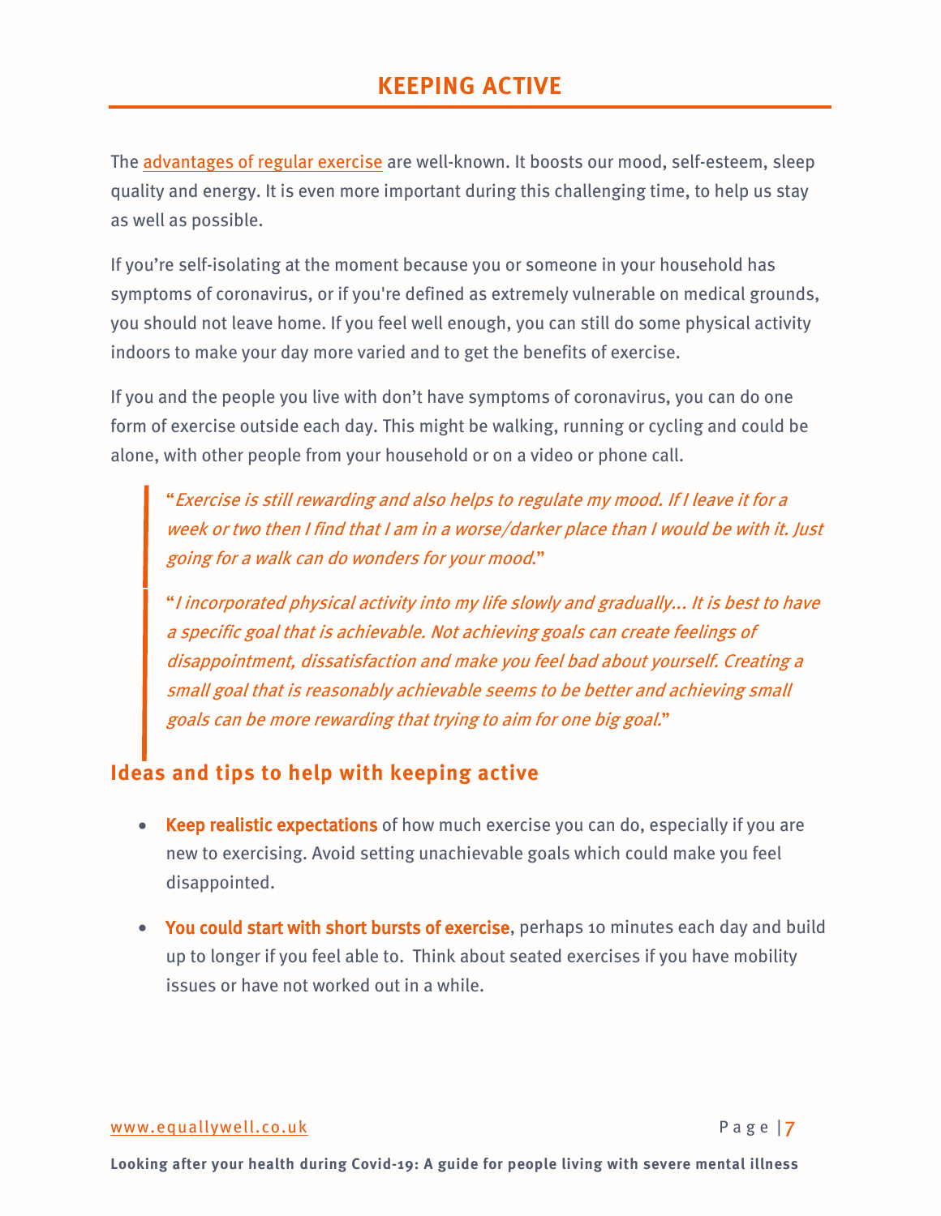# KEEPING ACTIVE

The advantages of regular exercise are well-known. It boosts our mood, self-esteem, sleep quality and energy. It is even more important during this challenging time, to help us stay as well as possible.

If you're self-isolating at the moment because you or someone in your household has symptoms of coronavirus, or if you're defined as extremely vulnerable on medical grounds, you should not leave home. If you feel well enough, you can still do some physical activity indoors to make your day more varied and to get the benefits of exercise.

If you and the people you live with don't have symptoms of coronavirus, you can do one form of exercise outside each day. This might be walking, running or cycling and could be alone, with other people from your household or on a video or phone call.

> "*Exercise is still rewarding and also helps to regulate my mood. If I leave it for a week or two then I find that I am in a worse/darker place than I would be with it. Just going for a walk can do wonders for your mood.*"
>
> "*I incorporated physical activity into my life slowly and gradually... It is best to have a specific goal that is achievable. Not achieving goals can create feelings of disappointment, dissatisfaction and make you feel bad about yourself. Creating a small goal that is reasonably achievable seems to be better and achieving small goals can be more rewarding that trying to aim for one big goal.*"

## Ideas and tips to help with keeping active

- **Keep realistic expectations** of how much exercise you can do, especially if you are new to exercising. Avoid setting unachievable goals which could make you feel disappointed.
- **You could start with short bursts of exercise**, perhaps 10 minutes each day and build up to longer if you feel able to. Think about seated exercises if you have mobility issues or have not worked out in a while.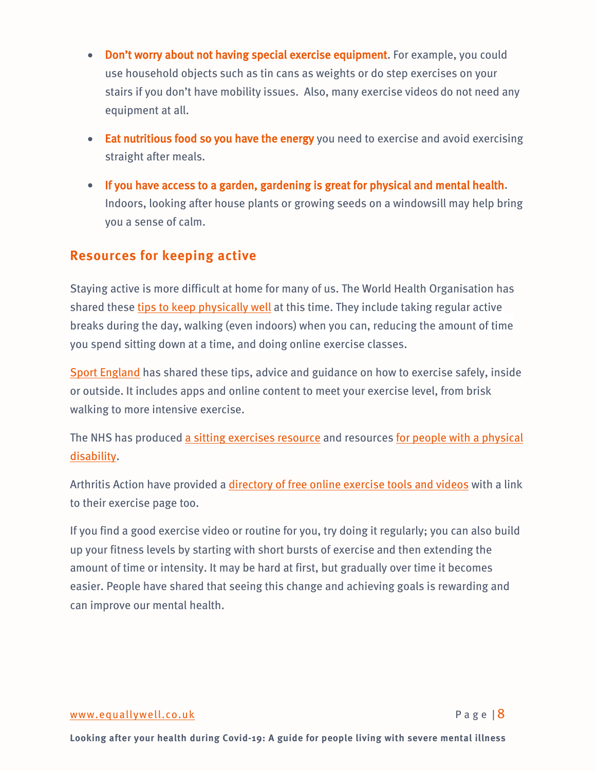- **Don't worry about not having special exercise equipment**. For example, you could use household objects such as tin cans as weights or do step exercises on your stairs if you don't have mobility issues.  Also, many exercise videos do not need any equipment at all.

- **Eat nutritious food so you have the energy** you need to exercise and avoid exercising straight after meals.

- **If you have access to a garden, gardening is great for physical and mental health**. Indoors, looking after house plants or growing seeds on a windowsill may help bring you a sense of calm.

## Resources for keeping active

Staying active is more difficult at home for many of us. The World Health Organisation has shared these tips to keep physically well at this time. They include taking regular active breaks during the day, walking (even indoors) when you can, reducing the amount of time you spend sitting down at a time, and doing online exercise classes.

Sport England has shared these tips, advice and guidance on how to exercise safely, inside or outside. It includes apps and online content to meet your exercise level, from brisk walking to more intensive exercise.

The NHS has produced a sitting exercises resource and resources for people with a physical disability.

Arthritis Action have provided a directory of free online exercise tools and videos with a link to their exercise page too.

If you find a good exercise video or routine for you, try doing it regularly; you can also build up your fitness levels by starting with short bursts of exercise and then extending the amount of time or intensity. It may be hard at first, but gradually over time it becomes easier. People have shared that seeing this change and achieving goals is rewarding and can improve our mental health.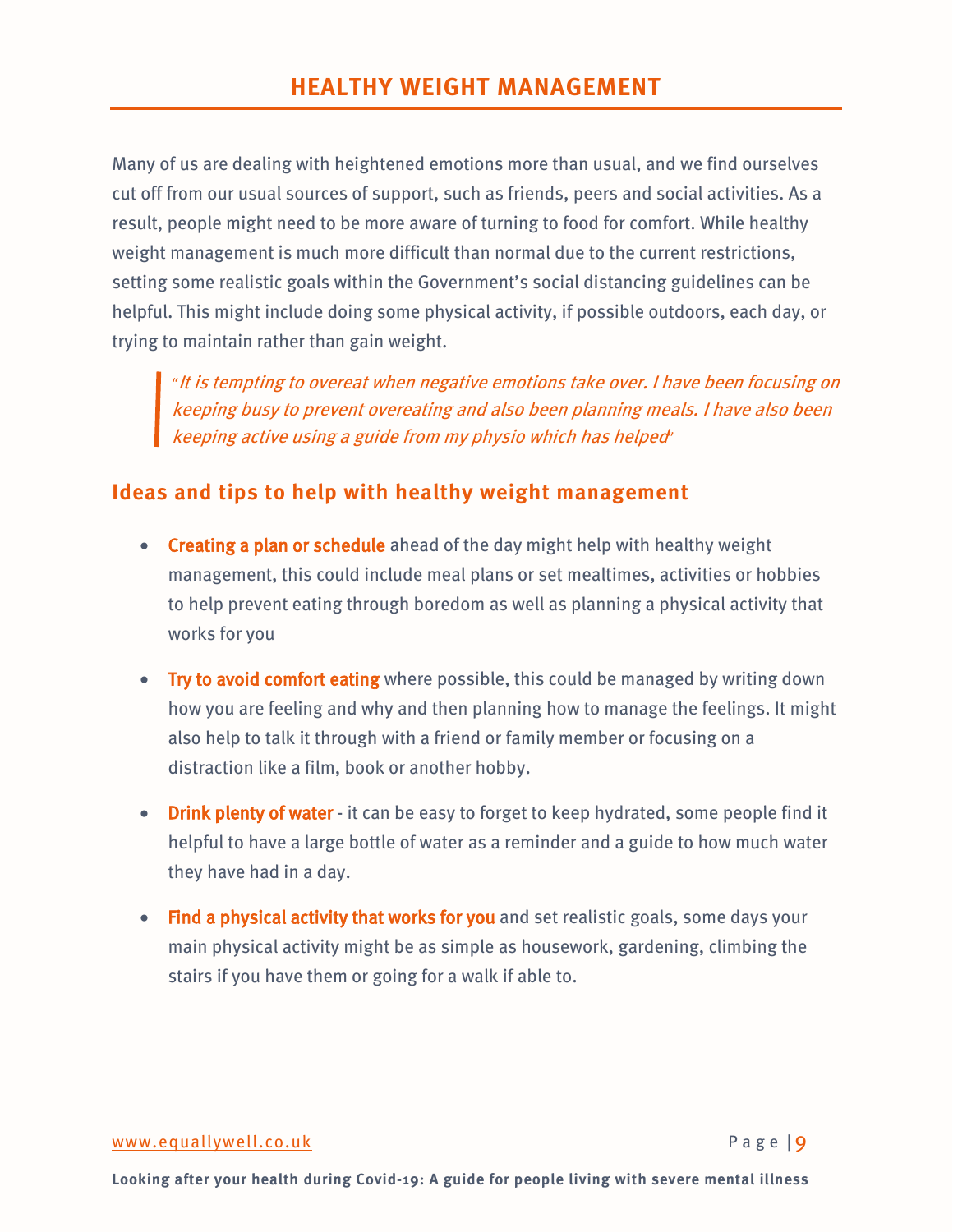# HEALTHY WEIGHT MANAGEMENT

Many of us are dealing with heightened emotions more than usual, and we find ourselves cut off from our usual sources of support, such as friends, peers and social activities. As a result, people might need to be more aware of turning to food for comfort. While healthy weight management is much more difficult than normal due to the current restrictions, setting some realistic goals within the Government's social distancing guidelines can be helpful. This might include doing some physical activity, if possible outdoors, each day, or trying to maintain rather than gain weight.

> *"It is tempting to overeat when negative emotions take over. I have been focusing on keeping busy to prevent overeating and also been planning meals. I have also been keeping active using a guide from my physio which has helped"*

## Ideas and tips to help with healthy weight management

- **Creating a plan or schedule** ahead of the day might help with healthy weight management, this could include meal plans or set mealtimes, activities or hobbies to help prevent eating through boredom as well as planning a physical activity that works for you
- **Try to avoid comfort eating** where possible, this could be managed by writing down how you are feeling and why and then planning how to manage the feelings. It might also help to talk it through with a friend or family member or focusing on a distraction like a film, book or another hobby.
- **Drink plenty of water** - it can be easy to forget to keep hydrated, some people find it helpful to have a large bottle of water as a reminder and a guide to how much water they have had in a day.
- **Find a physical activity that works for you** and set realistic goals, some days your main physical activity might be as simple as housework, gardening, climbing the stairs if you have them or going for a walk if able to.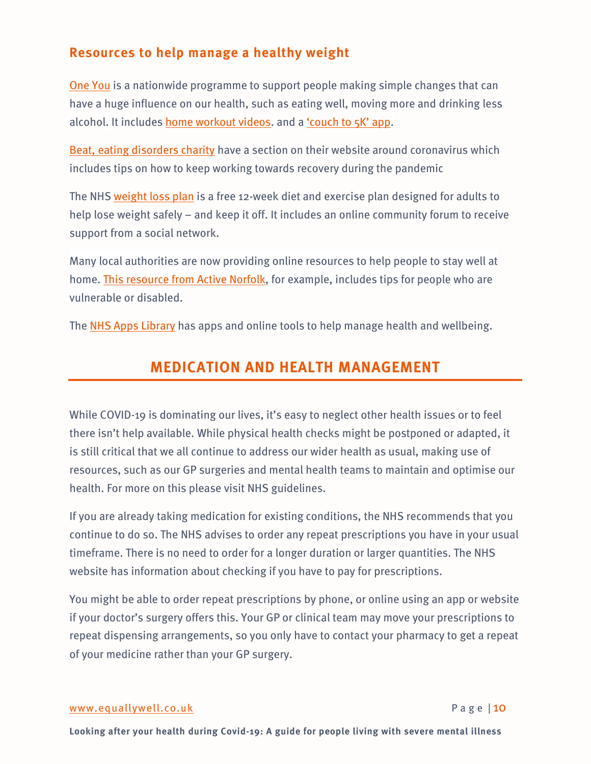### Resources to help manage a healthy weight

One You is a nationwide programme to support people making simple changes that can have a huge influence on our health, such as eating well, moving more and drinking less alcohol. It includes home workout videos. and a 'couch to 5K' app.

Beat, eating disorders charity have a section on their website around coronavirus which includes tips on how to keep working towards recovery during the pandemic

The NHS weight loss plan is a free 12-week diet and exercise plan designed for adults to help lose weight safely – and keep it off. It includes an online community forum to receive support from a social network.

Many local authorities are now providing online resources to help people to stay well at home. This resource from Active Norfolk, for example, includes tips for people who are vulnerable or disabled.

The NHS Apps Library has apps and online tools to help manage health and wellbeing.

## MEDICATION AND HEALTH MANAGEMENT

While COVID-19 is dominating our lives, it's easy to neglect other health issues or to feel there isn't help available. While physical health checks might be postponed or adapted, it is still critical that we all continue to address our wider health as usual, making use of resources, such as our GP surgeries and mental health teams to maintain and optimise our health. For more on this please visit NHS guidelines.

If you are already taking medication for existing conditions, the NHS recommends that you continue to do so. The NHS advises to order any repeat prescriptions you have in your usual timeframe. There is no need to order for a longer duration or larger quantities. The NHS website has information about checking if you have to pay for prescriptions.

You might be able to order repeat prescriptions by phone, or online using an app or website if your doctor's surgery offers this. Your GP or clinical team may move your prescriptions to repeat dispensing arrangements, so you only have to contact your pharmacy to get a repeat of your medicine rather than your GP surgery.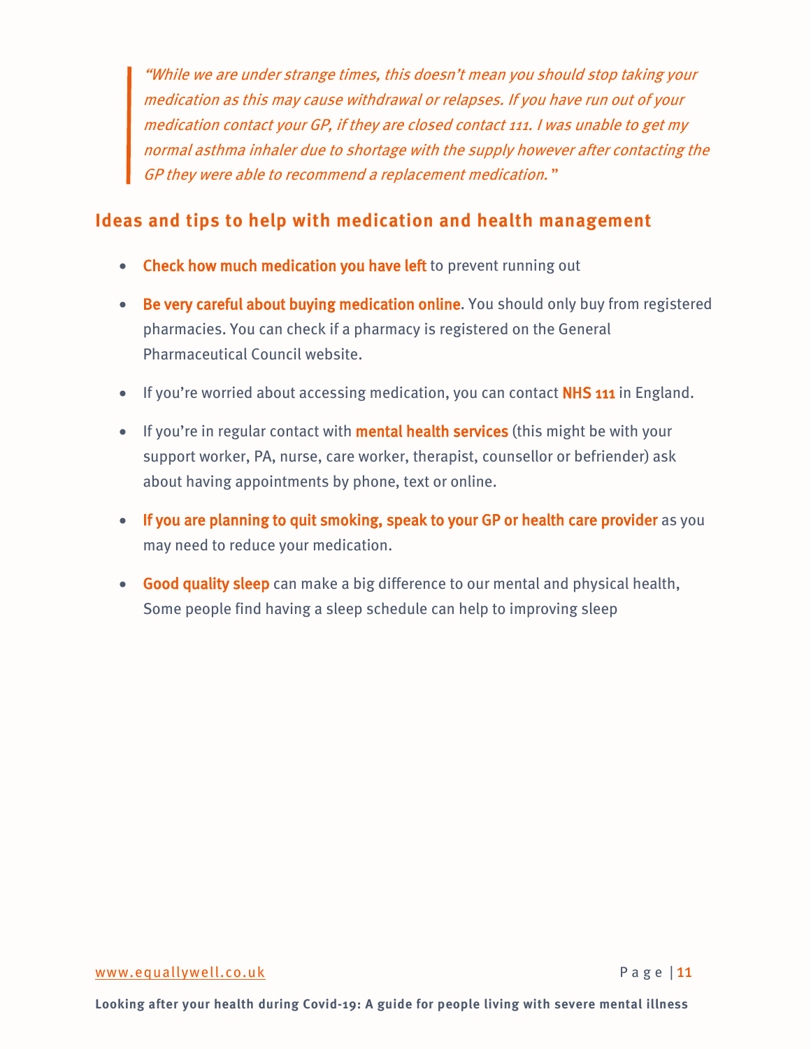> *"While we are under strange times, this doesn't mean you should stop taking your medication as this may cause withdrawal or relapses. If you have run out of your medication contact your GP, if they are closed contact 111. I was unable to get my normal asthma inhaler due to shortage with the supply however after contacting the GP they were able to recommend a replacement medication."*

## Ideas and tips to help with medication and health management

- **Check how much medication you have left** to prevent running out
- **Be very careful about buying medication online**. You should only buy from registered pharmacies. You can check if a pharmacy is registered on the General Pharmaceutical Council website.
- If you're worried about accessing medication, you can contact **NHS 111** in England.
- If you're in regular contact with **mental health services** (this might be with your support worker, PA, nurse, care worker, therapist, counsellor or befriender) ask about having appointments by phone, text or online.
- **If you are planning to quit smoking, speak to your GP or health care provider** as you may need to reduce your medication.
- **Good quality sleep** can make a big difference to our mental and physical health, Some people find having a sleep schedule can help to improving sleep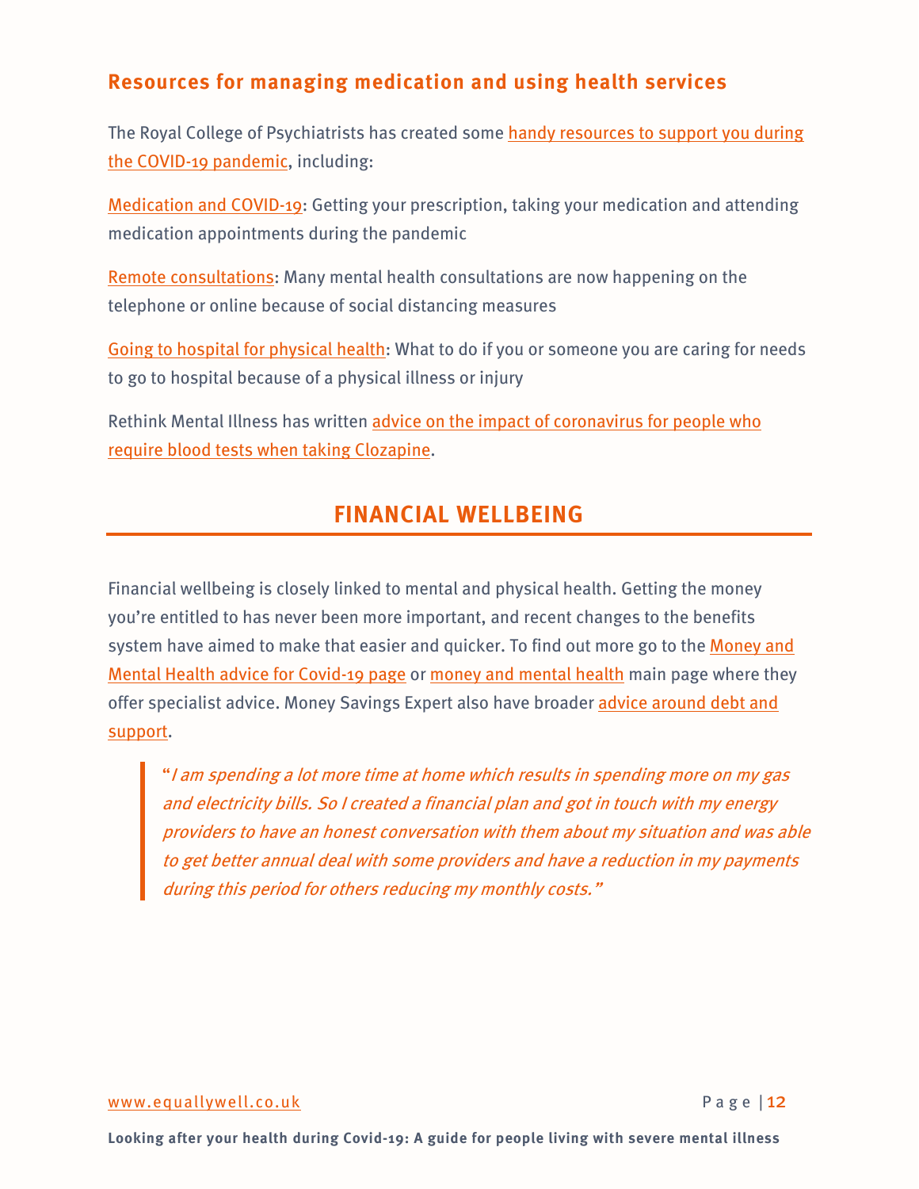### Resources for managing medication and using health services

The Royal College of Psychiatrists has created some handy resources to support you during the COVID-19 pandemic, including:

Medication and COVID-19: Getting your prescription, taking your medication and attending medication appointments during the pandemic

Remote consultations: Many mental health consultations are now happening on the telephone or online because of social distancing measures

Going to hospital for physical health: What to do if you or someone you are caring for needs to go to hospital because of a physical illness or injury

Rethink Mental Illness has written advice on the impact of coronavirus for people who require blood tests when taking Clozapine.

## FINANCIAL WELLBEING

Financial wellbeing is closely linked to mental and physical health. Getting the money you're entitled to has never been more important, and recent changes to the benefits system have aimed to make that easier and quicker. To find out more go to the Money and Mental Health advice for Covid-19 page or money and mental health main page where they offer specialist advice. Money Savings Expert also have broader advice around debt and support.

> "*I am spending a lot more time at home which results in spending more on my gas and electricity bills. So I created a financial plan and got in touch with my energy providers to have an honest conversation with them about my situation and was able to get better annual deal with some providers and have a reduction in my payments during this period for others reducing my monthly costs."*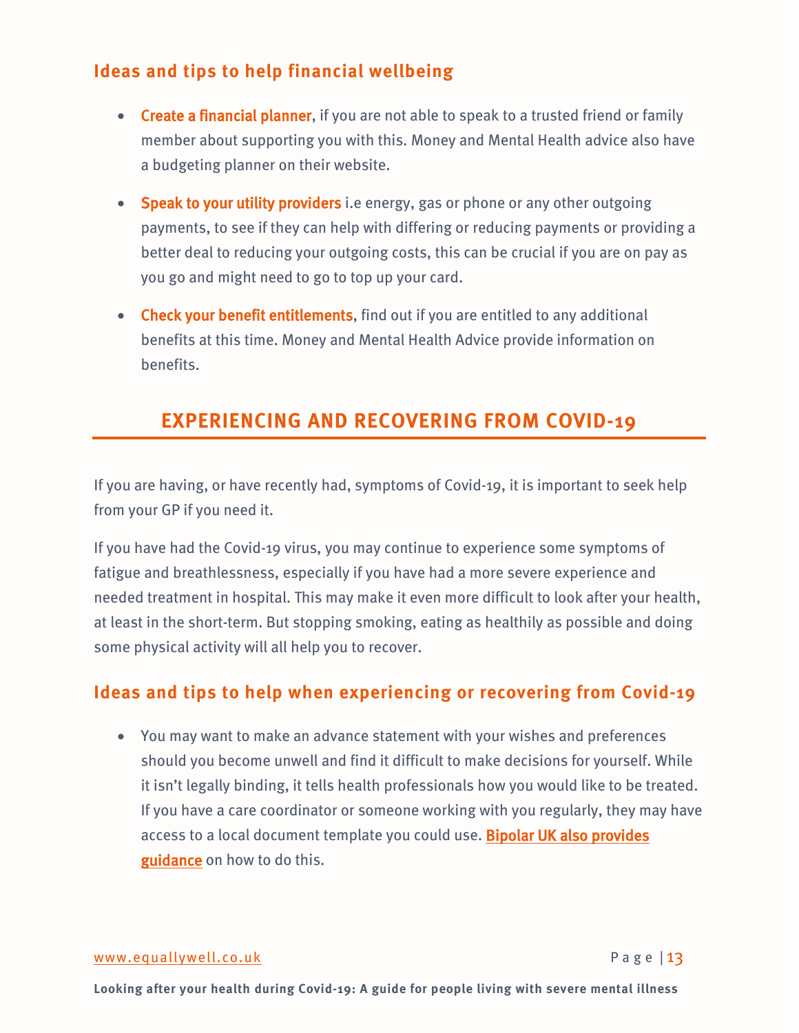### Ideas and tips to help financial wellbeing

- **Create a financial planner**, if you are not able to speak to a trusted friend or family member about supporting you with this. Money and Mental Health advice also have a budgeting planner on their website.
- **Speak to your utility providers** i.e energy, gas or phone or any other outgoing payments, to see if they can help with differing or reducing payments or providing a better deal to reducing your outgoing costs, this can be crucial if you are on pay as you go and might need to go to top up your card.
- **Check your benefit entitlements**, find out if you are entitled to any additional benefits at this time. Money and Mental Health Advice provide information on benefits.

## EXPERIENCING AND RECOVERING FROM COVID-19

If you are having, or have recently had, symptoms of Covid-19, it is important to seek help from your GP if you need it.

If you have had the Covid-19 virus, you may continue to experience some symptoms of fatigue and breathlessness, especially if you have had a more severe experience and needed treatment in hospital. This may make it even more difficult to look after your health, at least in the short-term. But stopping smoking, eating as healthily as possible and doing some physical activity will all help you to recover.

### Ideas and tips to help when experiencing or recovering from Covid-19

- You may want to make an advance statement with your wishes and preferences should you become unwell and find it difficult to make decisions for yourself. While it isn't legally binding, it tells health professionals how you would like to be treated. If you have a care coordinator or someone working with you regularly, they may have access to a local document template you could use. Bipolar UK also provides guidance on how to do this.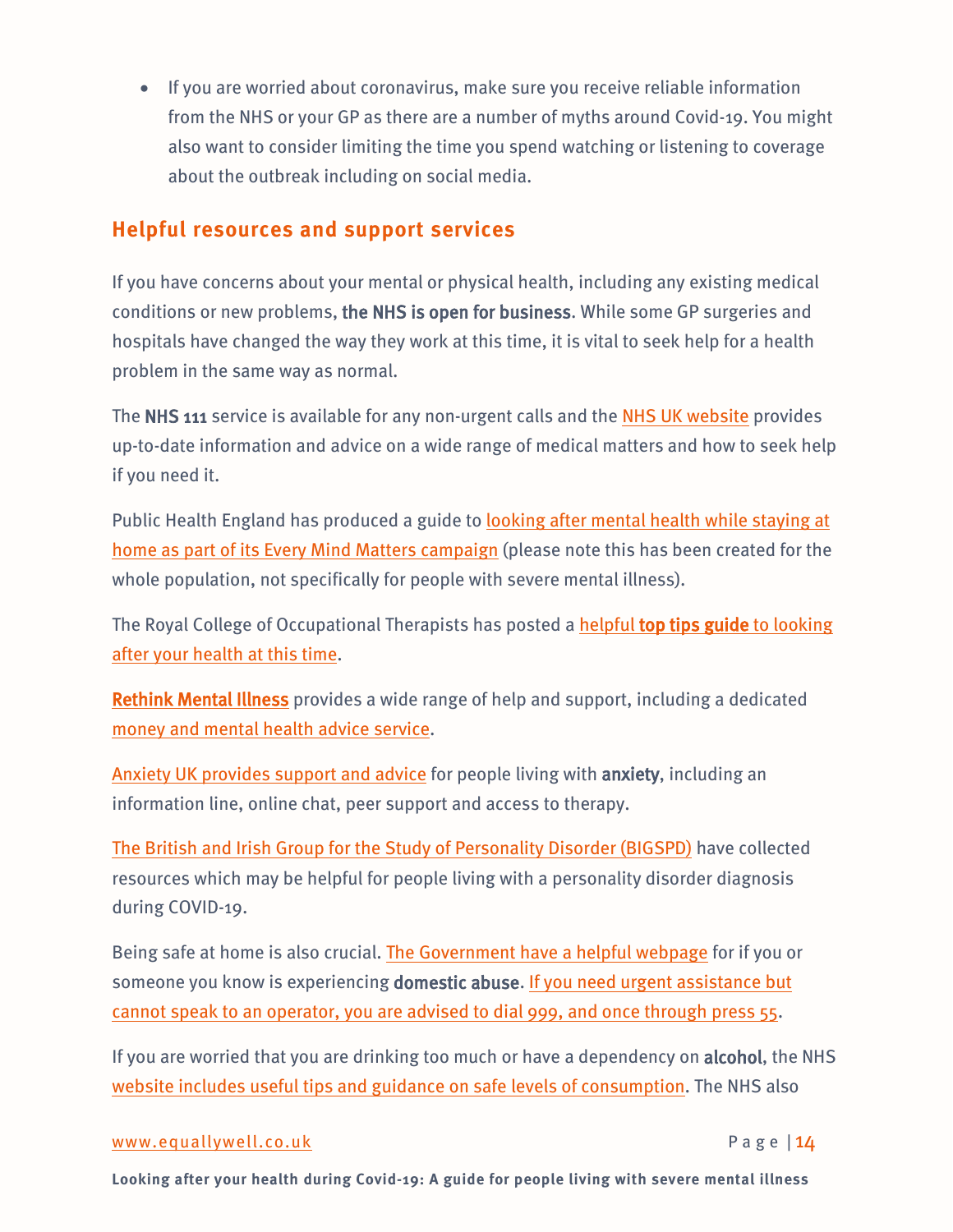- If you are worried about coronavirus, make sure you receive reliable information from the NHS or your GP as there are a number of myths around Covid-19. You might also want to consider limiting the time you spend watching or listening to coverage about the outbreak including on social media.

## Helpful resources and support services

If you have concerns about your mental or physical health, including any existing medical conditions or new problems, **the NHS is open for business**. While some GP surgeries and hospitals have changed the way they work at this time, it is vital to seek help for a health problem in the same way as normal.

The **NHS 111** service is available for any non-urgent calls and the NHS UK website provides up-to-date information and advice on a wide range of medical matters and how to seek help if you need it.

Public Health England has produced a guide to looking after mental health while staying at home as part of its Every Mind Matters campaign (please note this has been created for the whole population, not specifically for people with severe mental illness).

The Royal College of Occupational Therapists has posted a helpful **top tips guide** to looking after your health at this time.

**Rethink Mental Illness** provides a wide range of help and support, including a dedicated money and mental health advice service.

Anxiety UK provides support and advice for people living with **anxiety**, including an information line, online chat, peer support and access to therapy.

The British and Irish Group for the Study of Personality Disorder (BIGSPD) have collected resources which may be helpful for people living with a personality disorder diagnosis during COVID-19.

Being safe at home is also crucial. The Government have a helpful webpage for if you or someone you know is experiencing **domestic abuse**. If you need urgent assistance but cannot speak to an operator, you are advised to dial 999, and once through press 55.

If you are worried that you are drinking too much or have a dependency on **alcohol**, the NHS website includes useful tips and guidance on safe levels of consumption. The NHS also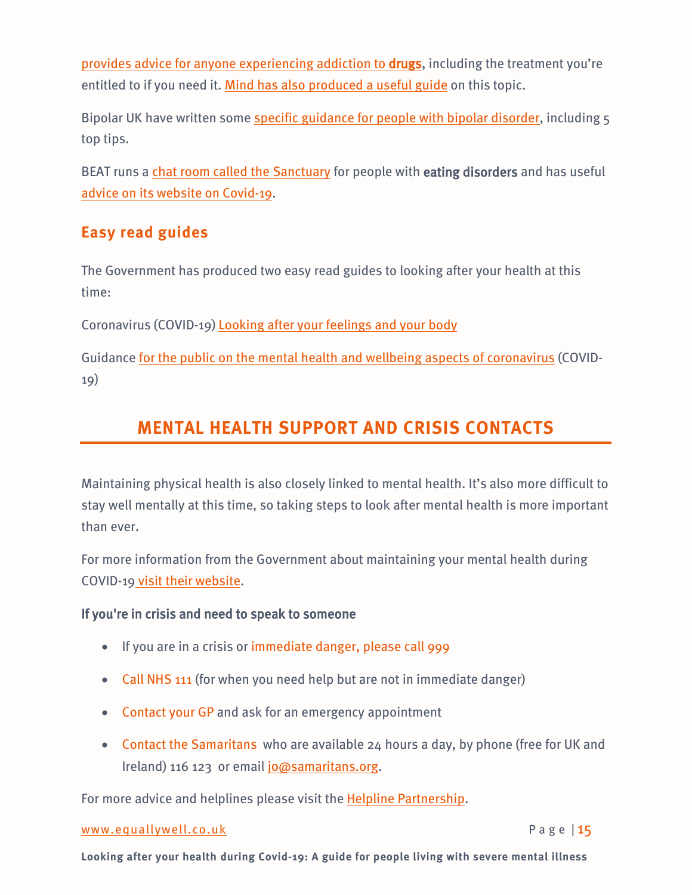provides advice for anyone experiencing addiction to **drugs**, including the treatment you're entitled to if you need it. Mind has also produced a useful guide on this topic.

Bipolar UK have written some specific guidance for people with bipolar disorder, including 5 top tips.

BEAT runs a chat room called the Sanctuary for people with **eating disorders** and has useful advice on its website on Covid-19.

### Easy read guides

The Government has produced two easy read guides to looking after your health at this time:

Coronavirus (COVID-19) Looking after your feelings and your body

Guidance for the public on the mental health and wellbeing aspects of coronavirus (COVID-19)

## MENTAL HEALTH SUPPORT AND CRISIS CONTACTS

Maintaining physical health is also closely linked to mental health. It's also more difficult to stay well mentally at this time, so taking steps to look after mental health is more important than ever.

For more information from the Government about maintaining your mental health during COVID-19 visit their website.

**If you're in crisis and need to speak to someone**

- If you are in a crisis or immediate danger, please call 999
- Call NHS 111 (for when you need help but are not in immediate danger)
- Contact your GP and ask for an emergency appointment
- Contact the Samaritans who are available 24 hours a day, by phone (free for UK and Ireland) 116 123 or email jo@samaritans.org.

For more advice and helplines please visit the Helpline Partnership.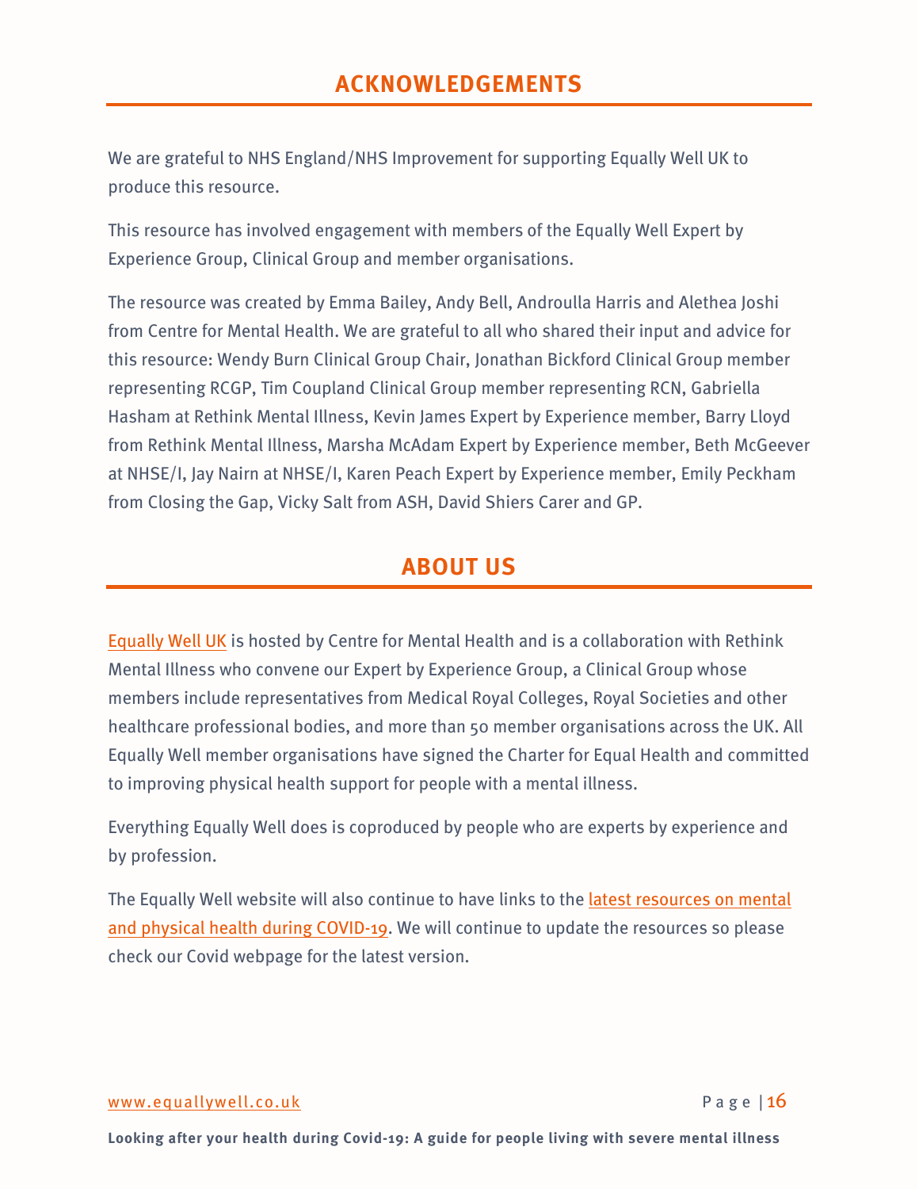## ACKNOWLEDGEMENTS

We are grateful to NHS England/NHS Improvement for supporting Equally Well UK to produce this resource.

This resource has involved engagement with members of the Equally Well Expert by Experience Group, Clinical Group and member organisations.

The resource was created by Emma Bailey, Andy Bell, Androulla Harris and Alethea Joshi from Centre for Mental Health. We are grateful to all who shared their input and advice for this resource: Wendy Burn Clinical Group Chair, Jonathan Bickford Clinical Group member representing RCGP, Tim Coupland Clinical Group member representing RCN, Gabriella Hasham at Rethink Mental Illness, Kevin James Expert by Experience member, Barry Lloyd from Rethink Mental Illness, Marsha McAdam Expert by Experience member, Beth McGeever at NHSE/I, Jay Nairn at NHSE/I, Karen Peach Expert by Experience member, Emily Peckham from Closing the Gap, Vicky Salt from ASH, David Shiers Carer and GP.

## ABOUT US

Equally Well UK is hosted by Centre for Mental Health and is a collaboration with Rethink Mental Illness who convene our Expert by Experience Group, a Clinical Group whose members include representatives from Medical Royal Colleges, Royal Societies and other healthcare professional bodies, and more than 50 member organisations across the UK. All Equally Well member organisations have signed the Charter for Equal Health and committed to improving physical health support for people with a mental illness.

Everything Equally Well does is coproduced by people who are experts by experience and by profession.

The Equally Well website will also continue to have links to the latest resources on mental and physical health during COVID-19. We will continue to update the resources so please check our Covid webpage for the latest version.